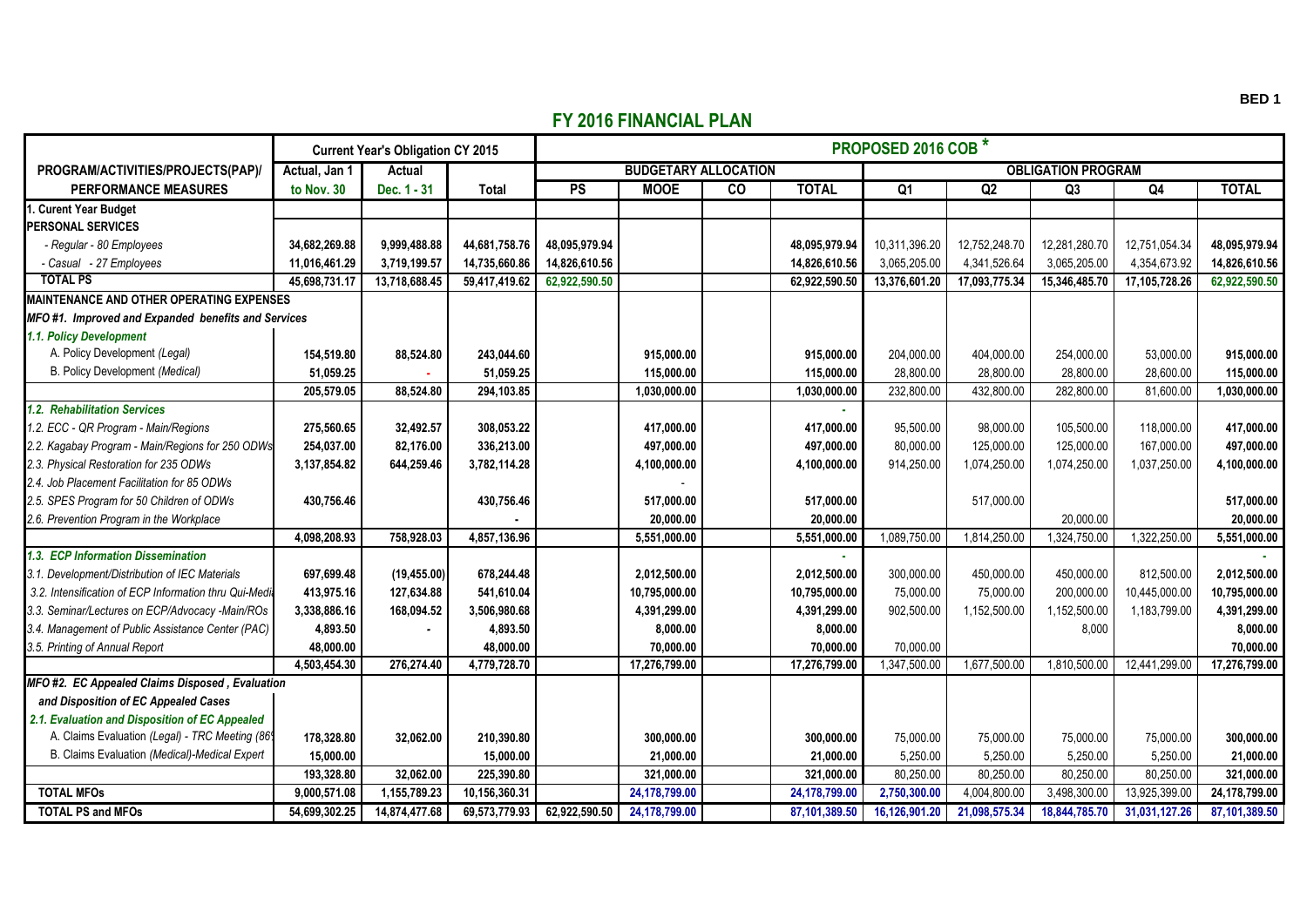BED 1

# FY 2016 FINANCIAL PLAN

| PROGRAM/ACTIVITIES/PROJECTS(PAP)/ PERFORMANCE MEASURES | Current Year's Obligation CY 2015 | | | PROPOSED 2016 COB * | | | | | | | | | |
|---|---|---|---|---|---|---|---|---|---|---|---|---|---|
| | Actual, Jan 1 to Nov. 30 | Actual Dec. 1 - 31 | Total | BUDGETARY ALLOCATION | | | | OBLIGATION PROGRAM | | | | | |
| | | | | PS | MOOE | CO | TOTAL | Q1 | Q2 | Q3 | Q4 | TOTAL | |
| 1. Curent Year Budget | | | | | | | | | | | | | |
| PERSONAL SERVICES | | | | | | | | | | | | | |
| - Regular - 80 Employees | 34,682,269.88 | 9,999,488.88 | 44,681,758.76 | 48,095,979.94 | | | 48,095,979.94 | 10,311,396.20 | 12,752,248.70 | 12,281,280.70 | 12,751,054.34 | 48,095,979.94 | |
| - Casual - 27 Employees | 11,016,461.29 | 3,719,199.57 | 14,735,660.86 | 14,826,610.56 | | | 14,826,610.56 | 3,065,205.00 | 4,341,526.64 | 3,065,205.00 | 4,354,673.92 | 14,826,610.56 | |
| TOTAL PS | 45,698,731.17 | 13,718,688.45 | 59,417,419.62 | 62,922,590.50 | | | 62,922,590.50 | 13,376,601.20 | 17,093,775.34 | 15,346,485.70 | 17,105,728.26 | 62,922,590.50 | |
| MAINTENANCE AND OTHER OPERATING EXPENSES | | | | | | | | | | | | | |
| MFO #1. Improved and Expanded benefits and Services | | | | | | | | | | | | | |
| 1.1. Policy Development | | | | | | | | | | | | | |
| A. Policy Development (Legal) | 154,519.80 | 88,524.80 | 243,044.60 | | 915,000.00 | | 915,000.00 | 204,000.00 | 404,000.00 | 254,000.00 | 53,000.00 | 915,000.00 | |
| B. Policy Development (Medical) | 51,059.25 | - | 51,059.25 | | 115,000.00 | | 115,000.00 | 28,800.00 | 28,800.00 | 28,800.00 | 28,600.00 | 115,000.00 | |
| | 205,579.05 | 88,524.80 | 294,103.85 | | 1,030,000.00 | | 1,030,000.00 | 232,800.00 | 432,800.00 | 282,800.00 | 81,600.00 | 1,030,000.00 | |
| 1.2. Rehabilitation Services | | | | | | | - | | | | | | |
| 1.2. ECC - QR Program - Main/Regions | 275,560.65 | 32,492.57 | 308,053.22 | | 417,000.00 | | 417,000.00 | 95,500.00 | 98,000.00 | 105,500.00 | 118,000.00 | 417,000.00 | |
| 2.2. Kagabay Program - Main/Regions for 250 ODWs | 254,037.00 | 82,176.00 | 336,213.00 | | 497,000.00 | | 497,000.00 | 80,000.00 | 125,000.00 | 125,000.00 | 167,000.00 | 497,000.00 | |
| 2.3. Physical Restoration for 235 ODWs | 3,137,854.82 | 644,259.46 | 3,782,114.28 | | 4,100,000.00 | | 4,100,000.00 | 914,250.00 | 1,074,250.00 | 1,074,250.00 | 1,037,250.00 | 4,100,000.00 | |
| 2.4. Job Placement Facilitation for 85 ODWs | | | | | - | | | | | | | | |
| 2.5. SPES Program for 50 Children of ODWs | 430,756.46 | | 430,756.46 | | 517,000.00 | | 517,000.00 | | 517,000.00 | | | 517,000.00 | |
| 2.6. Prevention Program in the Workplace | | | - | | 20,000.00 | | 20,000.00 | | | 20,000.00 | | 20,000.00 | |
| | 4,098,208.93 | 758,928.03 | 4,857,136.96 | | 5,551,000.00 | | 5,551,000.00 | 1,089,750.00 | 1,814,250.00 | 1,324,750.00 | 1,322,250.00 | 5,551,000.00 | |
| 1.3. ECP Information Dissemination | | | | | | | - | | | | | - | |
| 3.1. Development/Distribution of IEC Materials | 697,699.48 | (19,455.00) | 678,244.48 | | 2,012,500.00 | | 2,012,500.00 | 300,000.00 | 450,000.00 | 450,000.00 | 812,500.00 | 2,012,500.00 | |
| 3.2. Intensification of ECP Information thru Qui-Medi | 413,975.16 | 127,634.88 | 541,610.04 | | 10,795,000.00 | | 10,795,000.00 | 75,000.00 | 75,000.00 | 200,000.00 | 10,445,000.00 | 10,795,000.00 | |
| 3.3. Seminar/Lectures on ECP/Advocacy -Main/ROs | 3,338,886.16 | 168,094.52 | 3,506,980.68 | | 4,391,299.00 | | 4,391,299.00 | 902,500.00 | 1,152,500.00 | 1,152,500.00 | 1,183,799.00 | 4,391,299.00 | |
| 3.4. Management of Public Assistance Center (PAC) | 4,893.50 | - | 4,893.50 | | 8,000.00 | | 8,000.00 | | | 8,000 | | 8,000.00 | |
| 3.5. Printing of Annual Report | 48,000.00 | | 48,000.00 | | 70,000.00 | | 70,000.00 | 70,000.00 | | | | 70,000.00 | |
| | 4,503,454.30 | 276,274.40 | 4,779,728.70 | | 17,276,799.00 | | 17,276,799.00 | 1,347,500.00 | 1,677,500.00 | 1,810,500.00 | 12,441,299.00 | 17,276,799.00 | |
| MFO #2. EC Appealed Claims Disposed , Evaluation and Disposition of EC Appealed Cases | | | | | | | | | | | | | |
| 2.1. Evaluation and Disposition of EC Appealed | | | | | | | | | | | | | |
| A. Claims Evaluation (Legal) - TRC Meeting (86 | 178,328.80 | 32,062.00 | 210,390.80 | | 300,000.00 | | 300,000.00 | 75,000.00 | 75,000.00 | 75,000.00 | 75,000.00 | 300,000.00 | |
| B. Claims Evaluation (Medical)-Medical Expert | 15,000.00 | | 15,000.00 | | 21,000.00 | | 21,000.00 | 5,250.00 | 5,250.00 | 5,250.00 | 5,250.00 | 21,000.00 | |
| | 193,328.80 | 32,062.00 | 225,390.80 | | 321,000.00 | | 321,000.00 | 80,250.00 | 80,250.00 | 80,250.00 | 80,250.00 | 321,000.00 | |
| TOTAL MFOs | 9,000,571.08 | 1,155,789.23 | 10,156,360.31 | | 24,178,799.00 | | 24,178,799.00 | 2,750,300.00 | 4,004,800.00 | 3,498,300.00 | 13,925,399.00 | 24,178,799.00 | |
| TOTAL PS and MFOs | 54,699,302.25 | 14,874,477.68 | 69,573,779.93 | 62,922,590.50 | 24,178,799.00 | | 87,101,389.50 | 16,126,901.20 | 21,098,575.34 | 18,844,785.70 | 31,031,127.26 | 87,101,389.50 | |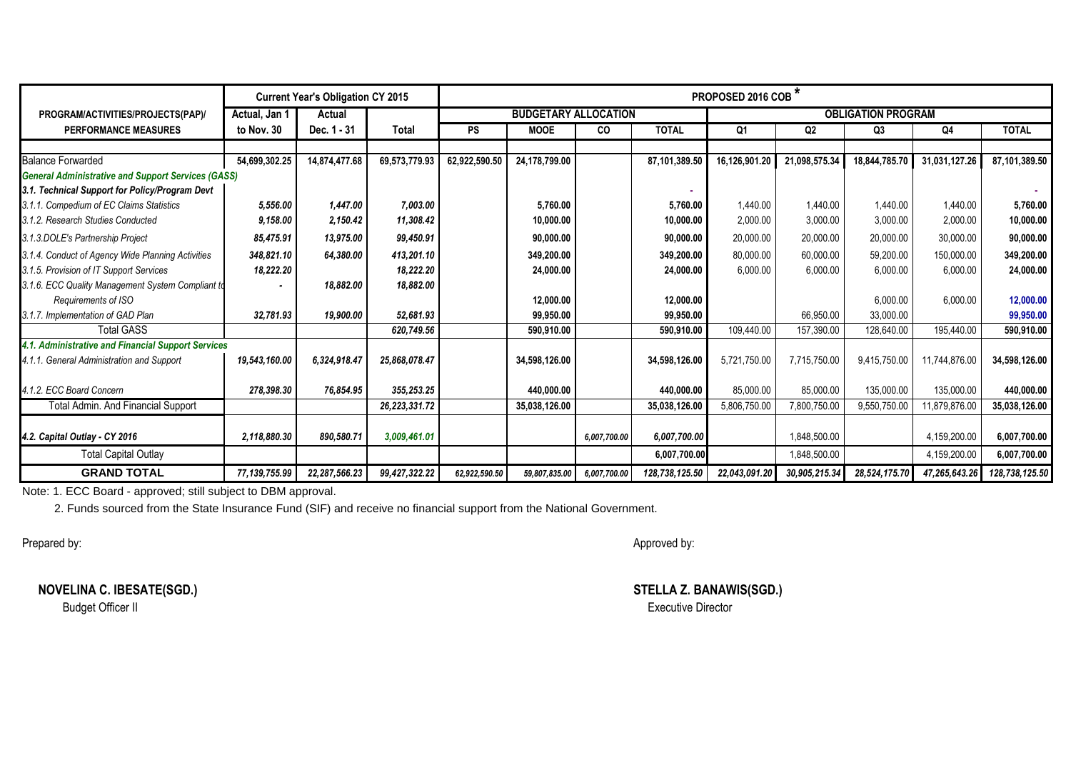| PROGRAM/ACTIVITIES/PROJECTS(PAP)/ PERFORMANCE MEASURES | Current Year's Obligation CY 2015 | | | PROPOSED 2016 COB * | | | | | | | | |
|---|---|---|---|---|---|---|---|---|---|---|---|---|
| | | | | BUDGETARY ALLOCATION | | | | OBLIGATION PROGRAM | | | | |
| | Actual, Jan 1 to Nov. 30 | Actual Dec. 1 - 31 | Total | PS | MOOE | CO | TOTAL | Q1 | Q2 | Q3 | Q4 | TOTAL |
| Balance Forwarded | 54,699,302.25 | 14,874,477.68 | 69,573,779.93 | 62,922,590.50 | 24,178,799.00 | | 87,101,389.50 | 16,126,901.20 | 21,098,575.34 | 18,844,785.70 | 31,031,127.26 | 87,101,389.50 |
| ***General Administrative and Support Services (GASS)*** | | | | | | | | | | | | |
| ***3.1. Technical Support for Policy/Program Devt*** | | | | | | | - | | | | | - |
| *3.1.1. Compedium of EC Claims Statistics* | *5,556.00* | *1,447.00* | *7,003.00* | | 5,760.00 | | 5,760.00 | 1,440.00 | 1,440.00 | 1,440.00 | 1,440.00 | 5,760.00 |
| *3.1.2. Research Studies Conducted* | *9,158.00* | *2,150.42* | *11,308.42* | | 10,000.00 | | 10,000.00 | 2,000.00 | 3,000.00 | 3,000.00 | 2,000.00 | 10,000.00 |
| *3.1.3.DOLE's Partnership Project* | *85,475.91* | *13,975.00* | *99,450.91* | | 90,000.00 | | 90,000.00 | 20,000.00 | 20,000.00 | 20,000.00 | 30,000.00 | 90,000.00 |
| *3.1.4. Conduct of Agency Wide Planning Activities* | *348,821.10* | *64,380.00* | *413,201.10* | | 349,200.00 | | 349,200.00 | 80,000.00 | 60,000.00 | 59,200.00 | 150,000.00 | 349,200.00 |
| *3.1.5. Provision of IT Support Services* | *18,222.20* | | *18,222.20* | | 24,000.00 | | 24,000.00 | 6,000.00 | 6,000.00 | 6,000.00 | 6,000.00 | 24,000.00 |
| *3.1.6. ECC Quality Management System Compliant to Requirements of ISO* | - | *18,882.00* | *18,882.00* | | 12,000.00 | | 12,000.00 | | | 6,000.00 | 6,000.00 | 12,000.00 |
| *3.1.7. Implementation of GAD Plan* | *32,781.93* | *19,900.00* | *52,681.93* | | 99,950.00 | | 99,950.00 | | 66,950.00 | 33,000.00 | | 99,950.00 |
| Total GASS | | | *620,749.56* | | 590,910.00 | | 590,910.00 | 109,440.00 | 157,390.00 | 128,640.00 | 195,440.00 | 590,910.00 |
| ***4.1. Administrative and Financial Support Services*** | | | | | | | | | | | | |
| *4.1.1. General Administration and Support* | *19,543,160.00* | *6,324,918.47* | *25,868,078.47* | | 34,598,126.00 | | 34,598,126.00 | 5,721,750.00 | 7,715,750.00 | 9,415,750.00 | 11,744,876.00 | 34,598,126.00 |
| *4.1.2. ECC Board Concern* | *278,398.30* | *76,854.95* | *355,253.25* | | 440,000.00 | | 440,000.00 | 85,000.00 | 85,000.00 | 135,000.00 | 135,000.00 | 440,000.00 |
| Total Admin. And Financial Support | | | *26,223,331.72* | | 35,038,126.00 | | 35,038,126.00 | 5,806,750.00 | 7,800,750.00 | 9,550,750.00 | 11,879,876.00 | 35,038,126.00 |
| ***4.2. Capital Outlay - CY 2016*** | *2,118,880.30* | *890,580.71* | *3,009,461.01* | | | *6,007,700.00* | *6,007,700.00* | | 1,848,500.00 | | 4,159,200.00 | 6,007,700.00 |
| Total Capital Outlay | | | | | | | 6,007,700.00 | | 1,848,500.00 | | 4,159,200.00 | 6,007,700.00 |
| **GRAND TOTAL** | *77,139,755.99* | *22,287,566.23* | *99,427,322.22* | *62,922,590.50* | *59,807,835.00* | *6,007,700.00* | *128,738,125.50* | *22,043,091.20* | *30,905,215.34* | *28,524,175.70* | *47,265,643.26* | *128,738,125.50* |

Note: 1. ECC Board - approved; still subject to DBM approval.

2. Funds sourced from the State Insurance Fund (SIF) and receive no financial support from the National Government.

Prepared by:

**NOVELINA C. IBESATE(SGD.)**
Budget Officer II

Approved by:

**STELLA Z. BANAWIS(SGD.)**
Executive Director